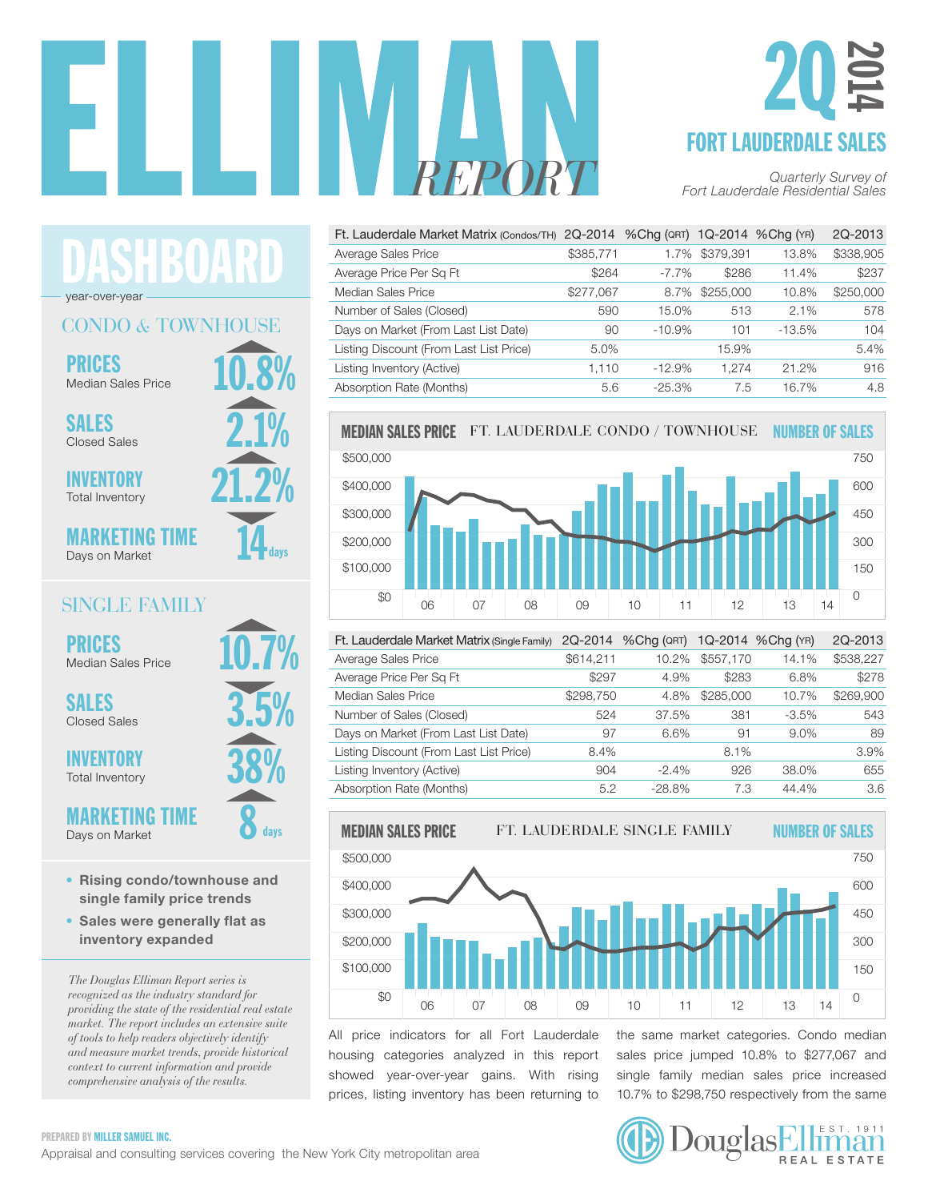# ELLIMAN REPORT

## 2Q 2014

## FORT LAUDERDALE SALES

*Quarterly Survey of Fort Lauderdale Residential Sales*

## DASHBOARD

year-over-year

### CONDO & TOWNHOUSE

**PRICES** Median Sales Price — 10.8%

**SALES** Closed Sales — 2.1%

**INVENTORY** Total Inventory — 21.2%

**MARKETING TIME** Days on Market — 14 days

### SINGLE FAMILY

**PRICES** Median Sales Price — 10.7%

**SALES** Closed Sales — 3.5%

**INVENTORY** Total Inventory — 38%

**MARKETING TIME** Days on Market — 8 days

- **Rising condo/townhouse and single family price trends**
- **Sales were generally flat as inventory expanded**

*The Douglas Elliman Report series is recognized as the industry standard for providing the state of the residential real estate market. The report includes an extensive suite of tools to help readers objectively identify and measure market trends, provide historical context to current information and provide comprehensive analysis of the results.*

| Ft. Lauderdale Market Matrix (Condos/TH) | 2Q-2014 | %Chg (QRT) | 1Q-2014 | %Chg (YR) | 2Q-2013 |
|---|---|---|---|---|---|
| Average Sales Price | $385,771 | 1.7% | $379,391 | 13.8% | $338,905 |
| Average Price Per Sq Ft | $264 | -7.7% | $286 | 11.4% | $237 |
| Median Sales Price | $277,067 | 8.7% | $255,000 | 10.8% | $250,000 |
| Number of Sales (Closed) | 590 | 15.0% | 513 | 2.1% | 578 |
| Days on Market (From Last List Date) | 90 | -10.9% | 101 | -13.5% | 104 |
| Listing Discount (From Last List Price) | 5.0% | | 15.9% | | 5.4% |
| Listing Inventory (Active) | 1,110 | -12.9% | 1,274 | 21.2% | 916 |
| Absorption Rate (Months) | 5.6 | -25.3% | 7.5 | 16.7% | 4.8 |

**MEDIAN SALES PRICE** FT. LAUDERDALE CONDO / TOWNHOUSE **NUMBER OF SALES**

| Ft. Lauderdale Market Matrix (Single Family) | 2Q-2014 | %Chg (QRT) | 1Q-2014 | %Chg (YR) | 2Q-2013 |
|---|---|---|---|---|---|
| Average Sales Price | $614,211 | 10.2% | $557,170 | 14.1% | $538,227 |
| Average Price Per Sq Ft | $297 | 4.9% | $283 | 6.8% | $278 |
| Median Sales Price | $298,750 | 4.8% | $285,000 | 10.7% | $269,900 |
| Number of Sales (Closed) | 524 | 37.5% | 381 | -3.5% | 543 |
| Days on Market (From Last List Date) | 97 | 6.6% | 91 | 9.0% | 89 |
| Listing Discount (From Last List Price) | 8.4% | | 8.1% | | 3.9% |
| Listing Inventory (Active) | 904 | -2.4% | 926 | 38.0% | 655 |
| Absorption Rate (Months) | 5.2 | -28.8% | 7.3 | 44.4% | 3.6 |

**MEDIAN SALES PRICE** FT. LAUDERDALE SINGLE FAMILY **NUMBER OF SALES**

All price indicators for all Fort Lauderdale housing categories analyzed in this report showed year-over-year gains. With rising prices, listing inventory has been returning to the same market categories. Condo median sales price jumped 10.8% to $277,067 and single family median sales price increased 10.7% to $298,750 respectively from the same

PREPARED BY MILLER SAMUEL INC.
Appraisal and consulting services covering the New York City metropolitan area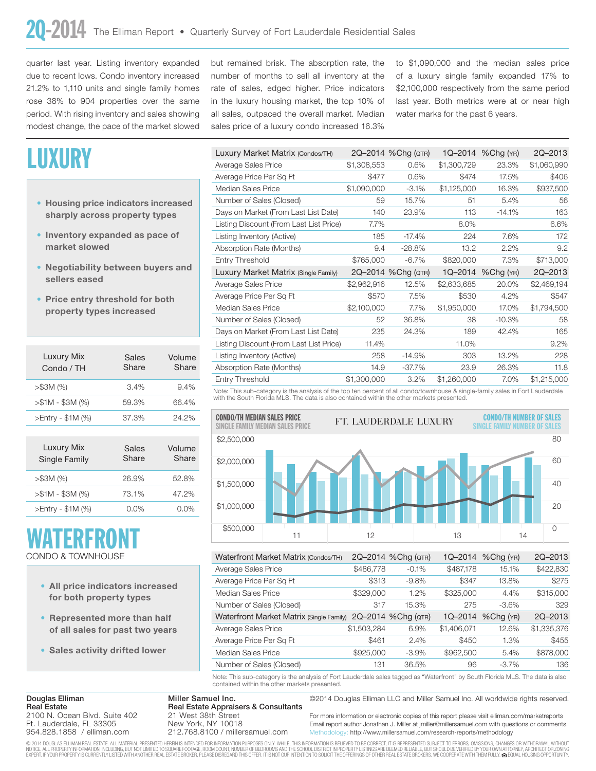quarter last year. Listing inventory expanded due to recent lows. Condo inventory increased 21.2% to 1,110 units and single family homes rose 38% to 904 properties over the same period. With rising inventory and sales showing modest change, the pace of the market slowed but remained brisk. The absorption rate, the number of months to sell all inventory at the rate of sales, edged higher. Price indicators in the luxury housing market, the top 10% of all sales, outpaced the overall market. Median sales price of a luxury condo increased 16.3% to $1,090,000 and the median sales price of a luxury single family expanded 17% to $2,100,000 respectively from the same period last year. Both metrics were at or near high water marks for the past 6 years.

# LUXURY

- **Housing price indicators increased sharply across property types**
- **Inventory expanded as pace of market slowed**
- **Negotiability between buyers and sellers eased**
- **Price entry threshold for both property types increased**

| Luxury Mix Condo / TH | Sales Share | Volume Share |
|---|---|---|
| >$3M (%) | 3.4% | 9.4% |
| >$1M - $3M (%) | 59.3% | 66.4% |
| >Entry - $1M (%) | 37.3% | 24.2% |

| Luxury Mix Single Family | Sales Share | Volume Share |
|---|---|---|
| >$3M (%) | 26.9% | 52.8% |
| >$1M - $3M (%) | 73.1% | 47.2% |
| >Entry - $1M (%) | 0.0% | 0.0% |

| Luxury Market Matrix (Condos/TH) | 2Q–2014 | %Chg (QTR) | 1Q–2014 | %Chg (YR) | 2Q–2013 |
|---|---|---|---|---|---|
| Average Sales Price | $1,308,553 | 0.6% | $1,300,729 | 23.3% | $1,060,990 |
| Average Price Per Sq Ft | $477 | 0.6% | $474 | 17.5% | $406 |
| Median Sales Price | $1,090,000 | -3.1% | $1,125,000 | 16.3% | $937,500 |
| Number of Sales (Closed) | 59 | 15.7% | 51 | 5.4% | 56 |
| Days on Market (From Last List Date) | 140 | 23.9% | 113 | -14.1% | 163 |
| Listing Discount (From Last List Price) | 7.7% | | 8.0% | | 6.6% |
| Listing Inventory (Active) | 185 | -17.4% | 224 | 7.6% | 172 |
| Absorption Rate (Months) | 9.4 | -28.8% | 13.2 | 2.2% | 9.2 |
| Entry Threshold | $765,000 | -6.7% | $820,000 | 7.3% | $713,000 |
| **Luxury Market Matrix (Single Family)** | **2Q–2014** | **%Chg (QTR)** | **1Q–2014** | **%Chg (YR)** | **2Q–2013** |
| Average Sales Price | $2,962,916 | 12.5% | $2,633,685 | 20.0% | $2,469,194 |
| Average Price Per Sq Ft | $570 | 7.5% | $530 | 4.2% | $547 |
| Median Sales Price | $2,100,000 | 7.7% | $1,950,000 | 17.0% | $1,794,500 |
| Number of Sales (Closed) | 52 | 36.8% | 38 | -10.3% | 58 |
| Days on Market (From Last List Date) | 235 | 24.3% | 189 | 42.4% | 165 |
| Listing Discount (From Last List Price) | 11.4% | | 11.0% | | 9.2% |
| Listing Inventory (Active) | 258 | -14.9% | 303 | 13.2% | 228 |
| Absorption Rate (Months) | 14.9 | -37.7% | 23.9 | 26.3% | 11.8 |
| Entry Threshold | $1,300,000 | 3.2% | $1,260,000 | 7.0% | $1,215,000 |

Note: This sub-category is the analysis of the top ten percent of all condo/townhouse & single-family sales in Fort Lauderdale with the South Florida MLS. The data is also contained within the other markets presented.

CONDO/TH MEDIAN SALES PRICE
SINGLE FAMILY MEDIAN SALES PRICE
FT. LAUDERDALE LUXURY
CONDO/TH NUMBER OF SALES
SINGLE FAMILY NUMBER OF SALES
$2,500,000
$2,000,000
$1,500,000
$1,000,000
$500,000
80
60
40
20
0
11
12
13
14

# WATERFRONT

CONDO & TOWNHOUSE

- **All price indicators increased for both property types**
- **Represented more than half of all sales for past two years**
- **Sales activity drifted lower**

| Waterfront Market Matrix (Condos/TH) | 2Q–2014 | %Chg (QTR) | 1Q–2014 | %Chg (YR) | 2Q–2013 |
|---|---|---|---|---|---|
| Average Sales Price | $486,778 | -0.1% | $487,178 | 15.1% | $422,830 |
| Average Price Per Sq Ft | $313 | -9.8% | $347 | 13.8% | $275 |
| Median Sales Price | $329,000 | 1.2% | $325,000 | 4.4% | $315,000 |
| Number of Sales (Closed) | 317 | 15.3% | 275 | -3.6% | 329 |
| **Waterfront Market Matrix (Single Family)** | **2Q–2014** | **%Chg (QTR)** | **1Q–2014** | **%Chg (YR)** | **2Q–2013** |
| Average Sales Price | $1,503,284 | 6.9% | $1,406,071 | 12.6% | $1,335,376 |
| Average Price Per Sq Ft | $461 | 2.4% | $450 | 1.3% | $455 |
| Median Sales Price | $925,000 | -3.9% | $962,500 | 5.4% | $878,000 |
| Number of Sales (Closed) | 131 | 36.5% | 96 | -3.7% | 136 |

Note: This sub-category is the analysis of Fort Lauderdale sales tagged as "Waterfront" by South Florida MLS. The data is also contained within the other markets presented.

**Douglas Elliman Real Estate**
2100 N. Ocean Blvd. Suite 402
Ft. Lauderdale, FL 33305
954.828.1858 / elliman.com

**Miller Samuel Inc. Real Estate Appraisers & Consultants**
21 West 38th Street
New York, NY 10018
212.768.8100 / millersamuel.com

©2014 Douglas Elliman LLC and Miller Samuel Inc. All worldwide rights reserved.

For more information or electronic copies of this report please visit elliman.com/marketreports
Email report author Jonathan J. Miller at jmiller@millersamuel.com with questions or comments.
Methodology: http://www.millersamuel.com/research-reports/methodology

© 2014 DOUGLAS ELLIMAN REAL ESTATE. ALL MATERIAL PRESENTED HEREIN IS INTENDED FOR INFORMATION PURPOSES ONLY. WHILE, THIS INFORMATION IS BELIEVED TO BE CORRECT, IT IS REPRESENTED SUBJECT TO ERRORS, OMISSIONS, CHANGES OR WITHDRAWAL WITHOUT NOTICE. ALL PROPERTY INFORMATION, INCLUDING, BUT NOT LIMITED TO SQUARE FOOTAGE, ROOM COUNT, NUMBER OF BEDROOMS AND THE SCHOOL DISTRICT IN PROPERTY LISTINGS ARE DEEMED RELIABLE, BUT SHOULD BE VERIFIED BY YOUR OWN ATTORNEY, ARCHITECT OR ZONING EXPERT. IF YOUR PROPERTY IS CURRENTLY LISTED WITH ANOTHER REAL ESTATE BROKER, PLEASE DISREGARD THIS OFFER. IT IS NOT OUR INTENTION TO SOLICIT THE OFFERINGS OF OTHER REAL ESTATE BROKERS. WE COOPERATE WITH THEM FULLY. EQUAL HOUSING OPPORTUNITY.